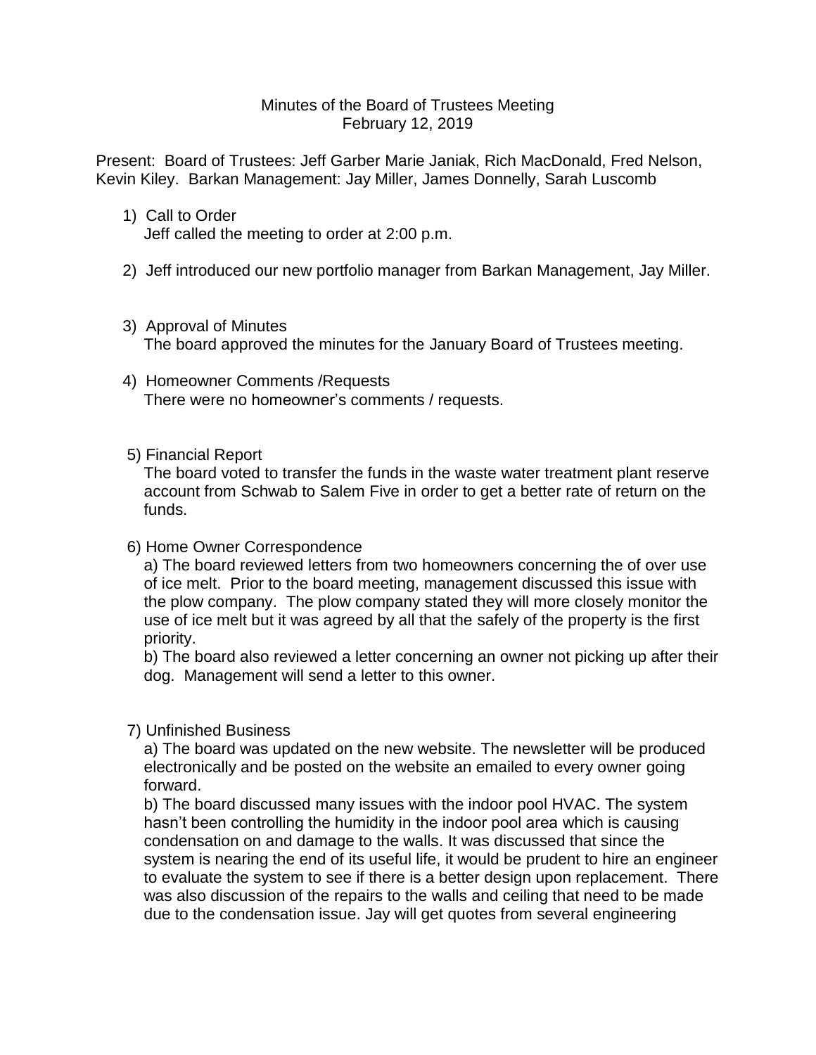Minutes of the Board of Trustees Meeting
February 12, 2019

Present: Board of Trustees: Jeff Garber Marie Janiak, Rich MacDonald, Fred Nelson, Kevin Kiley. Barkan Management: Jay Miller, James Donnelly, Sarah Luscomb

1) Call to Order
   Jeff called the meeting to order at 2:00 p.m.

2) Jeff introduced our new portfolio manager from Barkan Management, Jay Miller.

3) Approval of Minutes
   The board approved the minutes for the January Board of Trustees meeting.

4) Homeowner Comments /Requests
   There were no homeowner's comments / requests.

5) Financial Report
   The board voted to transfer the funds in the waste water treatment plant reserve account from Schwab to Salem Five in order to get a better rate of return on the funds.

6) Home Owner Correspondence
   a) The board reviewed letters from two homeowners concerning the of over use of ice melt. Prior to the board meeting, management discussed this issue with the plow company. The plow company stated they will more closely monitor the use of ice melt but it was agreed by all that the safely of the property is the first priority.
   b) The board also reviewed a letter concerning an owner not picking up after their dog. Management will send a letter to this owner.

7) Unfinished Business
   a) The board was updated on the new website. The newsletter will be produced electronically and be posted on the website an emailed to every owner going forward.
   b) The board discussed many issues with the indoor pool HVAC. The system hasn't been controlling the humidity in the indoor pool area which is causing condensation on and damage to the walls. It was discussed that since the system is nearing the end of its useful life, it would be prudent to hire an engineer to evaluate the system to see if there is a better design upon replacement. There was also discussion of the repairs to the walls and ceiling that need to be made due to the condensation issue. Jay will get quotes from several engineering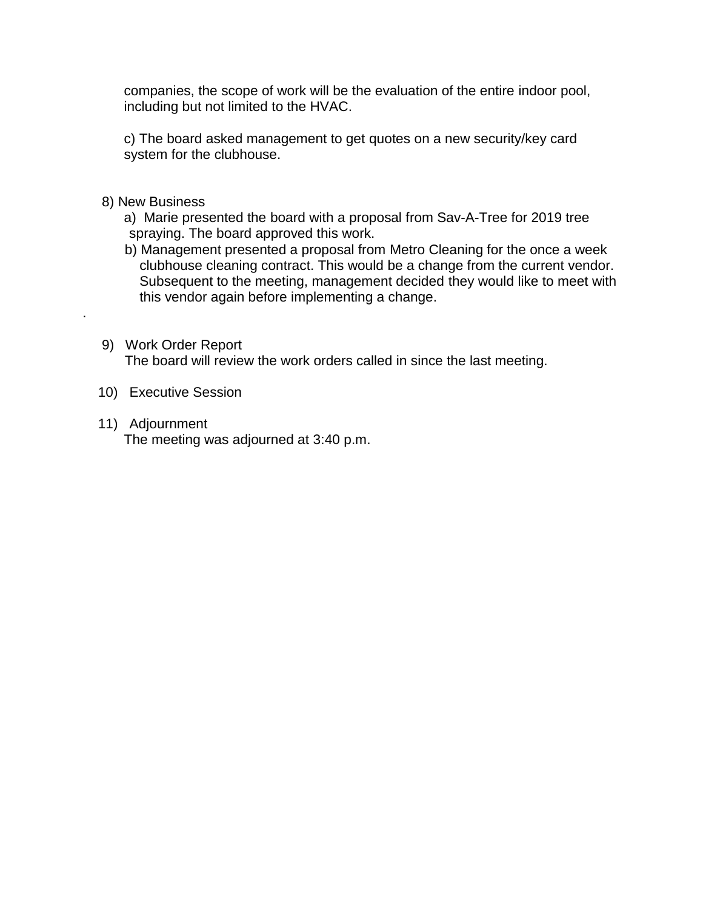companies, the scope of work will be the evaluation of the entire indoor pool, including but not limited to the HVAC.

c) The board asked management to get quotes on a new security/key card system for the clubhouse.

8) New Business

a) Marie presented the board with a proposal from Sav-A-Tree for 2019 tree spraying. The board approved this work.

b) Management presented a proposal from Metro Cleaning for the once a week clubhouse cleaning contract. This would be a change from the current vendor. Subsequent to the meeting, management decided they would like to meet with this vendor again before implementing a change.

.

9) Work Order Report

The board will review the work orders called in since the last meeting.

10) Executive Session

11) Adjournment

The meeting was adjourned at 3:40 p.m.